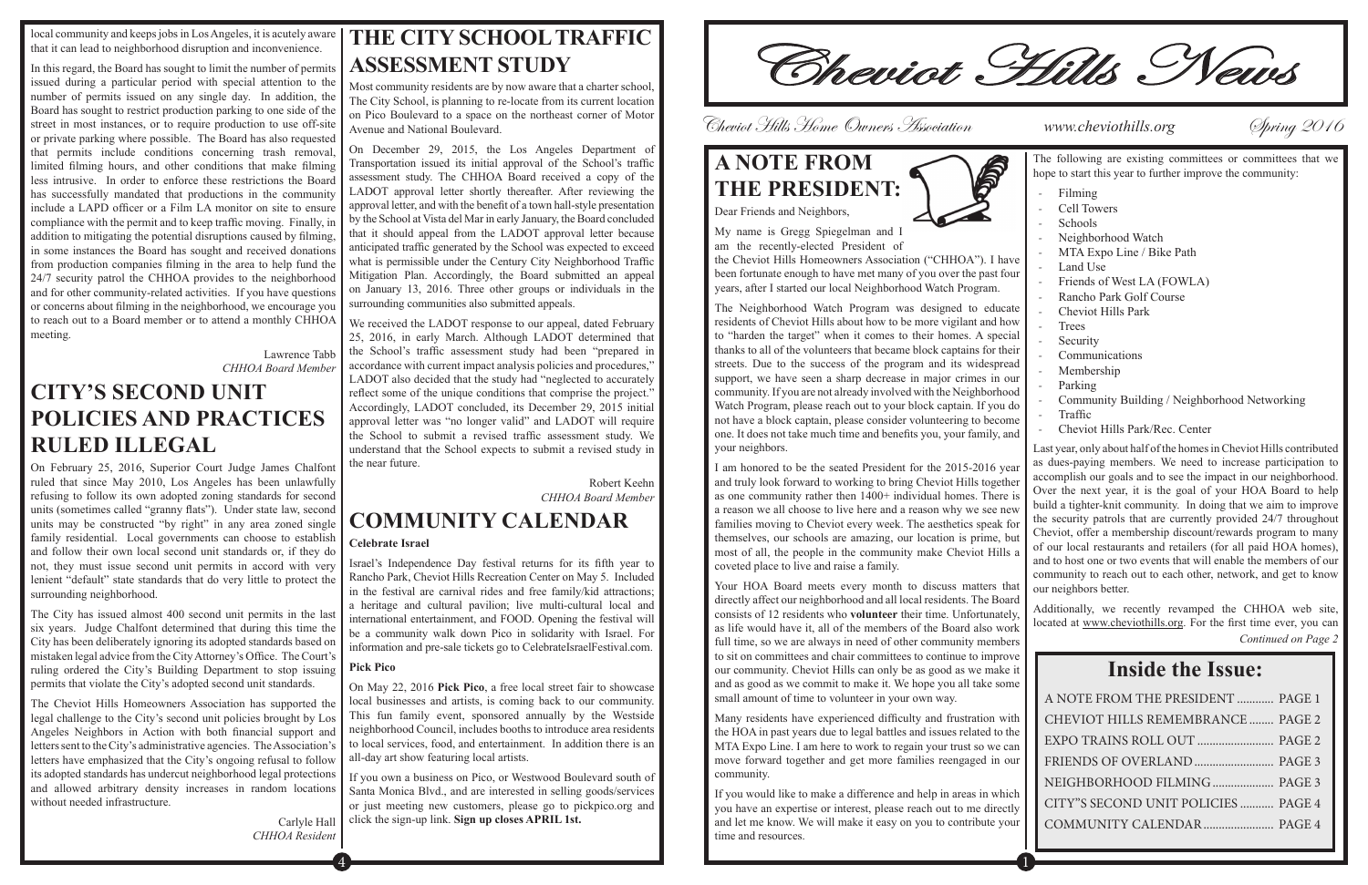local community and keeps jobs in Los Angeles, it is acutely aware that it can lead to neighborhood disruption and inconvenience.

In this regard, the Board has sought to limit the number of permits issued during a particular period with special attention to the number of permits issued on any single day. In addition, the Board has sought to restrict production parking to one side of the street in most instances, or to require production to use off-site or private parking where possible. The Board has also requested that permits include conditions concerning trash removal, limited filming hours, and other conditions that make filming less intrusive. In order to enforce these restrictions the Board has successfully mandated that productions in the community include a LAPD officer or a Film LA monitor on site to ensure compliance with the permit and to keep traffic moving. Finally, in addition to mitigating the potential disruptions caused by filming, in some instances the Board has sought and received donations from production companies filming in the area to help fund the 24/7 security patrol the CHHOA provides to the neighborhood and for other community-related activities. If you have questions or concerns about filming in the neighborhood, we encourage you to reach out to a Board member or to attend a monthly CHHOA meeting.

Lawrence Tabb
*CHHOA Board Member*

# CITY'S SECOND UNIT POLICIES AND PRACTICES RULED ILLEGAL

On February 25, 2016, Superior Court Judge James Chalfont ruled that since May 2010, Los Angeles has been unlawfully refusing to follow its own adopted zoning standards for second units (sometimes called "granny flats"). Under state law, second units may be constructed "by right" in any area zoned single family residential. Local governments can choose to establish and follow their own local second unit standards or, if they do not, they must issue second unit permits in accord with very lenient "default" state standards that do very little to protect the surrounding neighborhood.

The City has issued almost 400 second unit permits in the last six years. Judge Chalfont determined that during this time the City has been deliberately ignoring its adopted standards based on mistaken legal advice from the City Attorney's Office. The Court's ruling ordered the City's Building Department to stop issuing permits that violate the City's adopted second unit standards.

The Cheviot Hills Homeowners Association has supported the legal challenge to the City's second unit policies brought by Los Angeles Neighbors in Action with both financial support and letters sent to the City's administrative agencies. The Association's letters have emphasized that the City's ongoing refusal to follow its adopted standards has undercut neighborhood legal protections and allowed arbitrary density increases in random locations without needed infrastructure.

Carlyle Hall
*CHHOA Resident*

# THE CITY SCHOOL TRAFFIC ASSESSMENT STUDY

Most community residents are by now aware that a charter school, The City School, is planning to re-locate from its current location on Pico Boulevard to a space on the northeast corner of Motor Avenue and National Boulevard.

On December 29, 2015, the Los Angeles Department of Transportation issued its initial approval of the School's traffic assessment study. The CHHOA Board received a copy of the LADOT approval letter shortly thereafter. After reviewing the approval letter, and with the benefit of a town hall-style presentation by the School at Vista del Mar in early January, the Board concluded that it should appeal from the LADOT approval letter because anticipated traffic generated by the School was expected to exceed what is permissible under the Century City Neighborhood Traffic Mitigation Plan. Accordingly, the Board submitted an appeal on January 13, 2016. Three other groups or individuals in the surrounding communities also submitted appeals.

We received the LADOT response to our appeal, dated February 25, 2016, in early March. Although LADOT determined that the School's traffic assessment study had been "prepared in accordance with current impact analysis policies and procedures," LADOT also decided that the study had "neglected to accurately reflect some of the unique conditions that comprise the project." Accordingly, LADOT concluded, its December 29, 2015 initial approval letter was "no longer valid" and LADOT will require the School to submit a revised traffic assessment study. We understand that the School expects to submit a revised study in the near future.

Robert Keehn
*CHHOA Board Member*

# COMMUNITY CALENDAR

**Celebrate Israel**

Israel's Independence Day festival returns for its fifth year to Rancho Park, Cheviot Hills Recreation Center on May 5. Included in the festival are carnival rides and free family/kid attractions; a heritage and cultural pavilion; live multi-cultural local and international entertainment, and FOOD. Opening the festival will be a community walk down Pico in solidarity with Israel. For information and pre-sale tickets go to CelebrateIsraelFestival.com.

**Pick Pico**

On May 22, 2016 **Pick Pico**, a free local street fair to showcase local businesses and artists, is coming back to our community. This fun family event, sponsored annually by the Westside neighborhood Council, includes booths to introduce area residents to local services, food, and entertainment. In addition there is an all-day art show featuring local artists.

If you own a business on Pico, or Westwood Boulevard south of Santa Monica Blvd., and are interested in selling goods/services or just meeting new customers, please go to pickpico.org and click the sign-up link. **Sign up closes APRIL 1st.**

# Cheviot Hills News

*Cheviot Hills Home Owners Association* — www.cheviothills.org — *Spring 2016*

# A NOTE FROM THE PRESIDENT:

Dear Friends and Neighbors,

My name is Gregg Spiegelman and I am the recently-elected President of the Cheviot Hills Homeowners Association ("CHHOA"). I have been fortunate enough to have met many of you over the past four years, after I started our local Neighborhood Watch Program.

The Neighborhood Watch Program was designed to educate residents of Cheviot Hills about how to be more vigilant and how to "harden the target" when it comes to their homes. A special thanks to all of the volunteers that became block captains for their streets. Due to the success of the program and its widespread support, we have seen a sharp decrease in major crimes in our community. If you are not already involved with the Neighborhood Watch Program, please reach out to your block captain. If you do not have a block captain, please consider volunteering to become one. It does not take much time and benefits you, your family, and your neighbors.

I am honored to be the seated President for the 2015-2016 year and truly look forward to working to bring Cheviot Hills together as one community rather then 1400+ individual homes. There is a reason we all choose to live here and a reason why we see new families moving to Cheviot every week. The aesthetics speak for themselves, our schools are amazing, our location is prime, but most of all, the people in the community make Cheviot Hills a coveted place to live and raise a family.

Your HOA Board meets every month to discuss matters that directly affect our neighborhood and all local residents. The Board consists of 12 residents who **volunteer** their time. Unfortunately, as life would have it, all of the members of the Board also work full time, so we are always in need of other community members to sit on committees and chair committees to continue to improve our community. Cheviot Hills can only be as good as we make it and as good as we commit to make it. We hope you all take some small amount of time to volunteer in your own way.

Many residents have experienced difficulty and frustration with the HOA in past years due to legal battles and issues related to the MTA Expo Line. I am here to work to regain your trust so we can move forward together and get more families reengaged in our community.

If you would like to make a difference and help in areas in which you have an expertise or interest, please reach out to me directly and let me know. We will make it easy on you to contribute your time and resources.

The following are existing committees or committees that we hope to start this year to further improve the community:

- Filming
- Cell Towers
- Schools
- Neighborhood Watch
- MTA Expo Line / Bike Path
- Land Use
- Friends of West LA (FOWLA)
- Rancho Park Golf Course
- Cheviot Hills Park
- Trees
- Security
- Communications
- Membership
- Parking
- Community Building / Neighborhood Networking
- Traffic
- Cheviot Hills Park/Rec. Center

Last year, only about half of the homes in Cheviot Hills contributed as dues-paying members. We need to increase participation to accomplish our goals and to see the impact in our neighborhood. Over the next year, it is the goal of your HOA Board to help build a tighter-knit community. In doing that we aim to improve the security patrols that are currently provided 24/7 throughout Cheviot, offer a membership discount/rewards program to many of our local restaurants and retailers (for all paid HOA homes), and to host one or two events that will enable the members of our community to reach out to each other, network, and get to know our neighbors better.

Additionally, we recently revamped the CHHOA web site, located at www.cheviothills.org. For the first time ever, you can

*Continued on Page 2*

## Inside the Issue:

| | |
|---|---|
| A NOTE FROM THE PRESIDENT | PAGE 1 |
| CHEVIOT HILLS REMEMBRANCE | PAGE 2 |
| EXPO TRAINS ROLL OUT | PAGE 2 |
| FRIENDS OF OVERLAND | PAGE 3 |
| NEIGHBORHOOD FILMING | PAGE 3 |
| CITY"S SECOND UNIT POLICIES | PAGE 4 |
| COMMUNITY CALENDAR | PAGE 4 |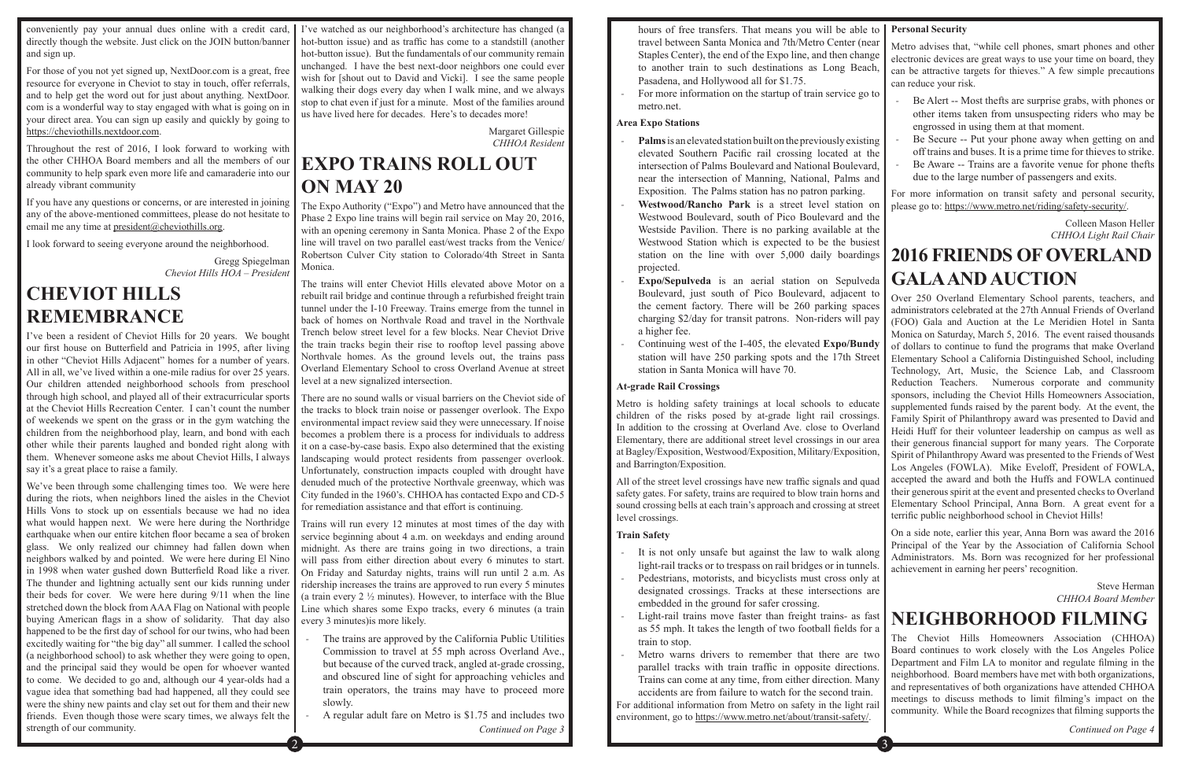conveniently pay your annual dues online with a credit card, directly though the website. Just click on the JOIN button/banner and sign up.

For those of you not yet signed up, NextDoor.com is a great, free resource for everyone in Cheviot to stay in touch, offer referrals, and to help get the word out for just about anything. NextDoor.com is a wonderful way to stay engaged with what is going on in your direct area. You can sign up easily and quickly by going to https://cheviothills.nextdoor.com.

Throughout the rest of 2016, I look forward to working with the other CHHOA Board members and all the members of our community to help spark even more life and camaraderie into our already vibrant community

If you have any questions or concerns, or are interested in joining any of the above-mentioned committees, please do not hesitate to email me any time at president@cheviothills.org.

I look forward to seeing everyone around the neighborhood.

Gregg Spiegelman
*Cheviot Hills HOA – President*

# CHEVIOT HILLS REMEMBRANCE

I've been a resident of Cheviot Hills for 20 years. We bought our first house on Butterfield and Patricia in 1995, after living in other "Cheviot Hills Adjacent" homes for a number of years. All in all, we've lived within a one-mile radius for over 25 years. Our children attended neighborhood schools from preschool through high school, and played all of their extracurricular sports at the Cheviot Hills Recreation Center. I can't count the number of weekends we spent on the grass or in the gym watching the children from the neighborhood play, learn, and bond with each other while their parents laughed and bonded right along with them. Whenever someone asks me about Cheviot Hills, I always say it's a great place to raise a family.

We've been through some challenging times too. We were here during the riots, when neighbors lined the aisles in the Cheviot Hills Vons to stock up on essentials because we had no idea what would happen next. We were here during the Northridge earthquake when our entire kitchen floor became a sea of broken glass. We only realized our chimney had fallen down when neighbors walked by and pointed. We were here during El Nino in 1998 when water gushed down Butterfield Road like a river. The thunder and lightning actually sent our kids running under their beds for cover. We were here during 9/11 when the line stretched down the block from AAA Flag on National with people buying American flags in a show of solidarity. That day also happened to be the first day of school for our twins, who had been excitedly waiting for "the big day" all summer. I called the school (a neighborhood school) to ask whether they were going to open, and the principal said they would be open for whoever wanted to come. We decided to go and, although our 4 year-olds had a vague idea that something bad had happened, all they could see were the shiny new paints and clay set out for them and their new friends. Even though those were scary times, we always felt the strength of our community.

I've watched as our neighborhood's architecture has changed (a hot-button issue) and as traffic has come to a standstill (another hot-button issue). But the fundamentals of our community remain unchanged. I have the best next-door neighbors one could ever wish for [shout out to David and Vicki]. I see the same people walking their dogs every day when I walk mine, and we always stop to chat even if just for a minute. Most of the families around us have lived here for decades. Here's to decades more!

Margaret Gillespie
*CHHOA Resident*

# EXPO TRAINS ROLL OUT ON MAY 20

The Expo Authority ("Expo") and Metro have announced that the Phase 2 Expo line trains will begin rail service on May 20, 2016, with an opening ceremony in Santa Monica. Phase 2 of the Expo line will travel on two parallel east/west tracks from the Venice/Robertson Culver City station to Colorado/4th Street in Santa Monica.

The trains will enter Cheviot Hills elevated above Motor on a rebuilt rail bridge and continue through a refurbished freight train tunnel under the I-10 Freeway. Trains emerge from the tunnel in back of homes on Northvale Road and travel in the Northvale Trench below street level for a few blocks. Near Cheviot Drive the train tracks begin their rise to rooftop level passing above Northvale homes. As the ground levels out, the trains pass Overland Elementary School to cross Overland Avenue at street level at a new signalized intersection.

There are no sound walls or visual barriers on the Cheviot side of the tracks to block train noise or passenger overlook. The Expo environmental impact review said they were unnecessary. If noise becomes a problem there is a process for individuals to address it on a case-by-case basis. Expo also determined that the existing landscaping would protect residents from passenger overlook. Unfortunately, construction impacts coupled with drought have denuded much of the protective Northvale greenway, which was City funded in the 1960's. CHHOA has contacted Expo and CD-5 for remediation assistance and that effort is continuing.

Trains will run every 12 minutes at most times of the day with service beginning about 4 a.m. on weekdays and ending around midnight. As there are trains going in two directions, a train will pass from either direction about every 6 minutes to start. On Friday and Saturday nights, trains will run until 2 a.m. As ridership increases the trains are approved to run every 5 minutes (a train every 2 ½ minutes). However, to interface with the Blue Line which shares some Expo tracks, every 6 minutes (a train every 3 minutes)is more likely.

- The trains are approved by the California Public Utilities Commission to travel at 55 mph across Overland Ave., but because of the curved track, angled at-grade crossing, and obscured line of sight for approaching vehicles and train operators, the trains may have to proceed more slowly.
- A regular adult fare on Metro is $1.75 and includes two

*Continued on Page 3*

hours of free transfers. That means you will be able to travel between Santa Monica and 7th/Metro Center (near Staples Center), the end of the Expo line, and then change to another train to such destinations as Long Beach, Pasadena, and Hollywood all for $1.75.
- For more information on the startup of train service go to metro.net.

### Area Expo Stations

- **Palms** is an elevated station built on the previously existing elevated Southern Pacific rail crossing located at the intersection of Palms Boulevard and National Boulevard, near the intersection of Manning, National, Palms and Exposition. The Palms station has no patron parking.
- **Westwood/Rancho Park** is a street level station on Westwood Boulevard, south of Pico Boulevard and the Westside Pavilion. There is no parking available at the Westwood Station which is expected to be the busiest station on the line with over 5,000 daily boardings projected.
- **Expo/Sepulveda** is an aerial station on Sepulveda Boulevard, just south of Pico Boulevard, adjacent to the cement factory. There will be 260 parking spaces charging $2/day for transit patrons. Non-riders will pay a higher fee.
- Continuing west of the I-405, the elevated **Expo/Bundy** station will have 250 parking spots and the 17th Street station in Santa Monica will have 70.

### At-grade Rail Crossings

Metro is holding safety trainings at local schools to educate children of the risks posed by at-grade light rail crossings. In addition to the crossing at Overland Ave. close to Overland Elementary, there are additional street level crossings in our area at Bagley/Exposition, Westwood/Exposition, Military/Exposition, and Barrington/Exposition.

All of the street level crossings have new traffic signals and quad safety gates. For safety, trains are required to blow train horns and sound crossing bells at each train's approach and crossing at street level crossings.

### Train Safety

- It is not only unsafe but against the law to walk along light-rail tracks or to trespass on rail bridges or in tunnels.
- Pedestrians, motorists, and bicyclists must cross only at designated crossings. Tracks at these intersections are embedded in the ground for safer crossing.
- Light-rail trains move faster than freight trains- as fast as 55 mph. It takes the length of two football fields for a train to stop.
- Metro warns drivers to remember that there are two parallel tracks with train traffic in opposite directions. Trains can come at any time, from either direction. Many accidents are from failure to watch for the second train.

For additional information from Metro on safety in the light rail environment, go to https://www.metro.net/about/transit-safety/.

### Personal Security

Metro advises that, "while cell phones, smart phones and other electronic devices are great ways to use your time on board, they can be attractive targets for thieves." A few simple precautions can reduce your risk.

- Be Alert -- Most thefts are surprise grabs, with phones or other items taken from unsuspecting riders who may be engrossed in using them at that moment.
- Be Secure -- Put your phone away when getting on and off trains and buses. It is a prime time for thieves to strike.
- Be Aware -- Trains are a favorite venue for phone thefts due to the large number of passengers and exits.

For more information on transit safety and personal security, please go to: https://www.metro.net/riding/safety-security/.

Colleen Mason Heller
*CHHOA Light Rail Chair*

# 2016 FRIENDS OF OVERLAND GALA AND AUCTION

Over 250 Overland Elementary School parents, teachers, and administrators celebrated at the 27th Annual Friends of Overland (FOO) Gala and Auction at the Le Meridien Hotel in Santa Monica on Saturday, March 5, 2016. The event raised thousands of dollars to continue to fund the programs that make Overland Elementary School a California Distinguished School, including Technology, Art, Music, the Science Lab, and Classroom Reduction Teachers. Numerous corporate and community sponsors, including the Cheviot Hills Homeowners Association, supplemented funds raised by the parent body. At the event, the Family Spirit of Philanthropy award was presented to David and Heidi Huff for their volunteer leadership on campus as well as their generous financial support for many years. The Corporate Spirit of Philanthropy Award was presented to the Friends of West Los Angeles (FOWLA). Mike Eveloff, President of FOWLA, accepted the award and both the Huffs and FOWLA continued their generous spirit at the event and presented checks to Overland Elementary School Principal, Anna Born. A great event for a terrific public neighborhood school in Cheviot Hills!

On a side note, earlier this year, Anna Born was award the 2016 Principal of the Year by the Association of California School Administrators. Ms. Born was recognized for her professional achievement in earning her peers' recognition.

Steve Herman
*CHHOA Board Member*

# NEIGHBORHOOD FILMING

The Cheviot Hills Homeowners Association (CHHOA) Board continues to work closely with the Los Angeles Police Department and Film LA to monitor and regulate filming in the neighborhood. Board members have met with both organizations, and representatives of both organizations have attended CHHOA meetings to discuss methods to limit filming's impact on the community. While the Board recognizes that filming supports the

*Continued on Page 4*